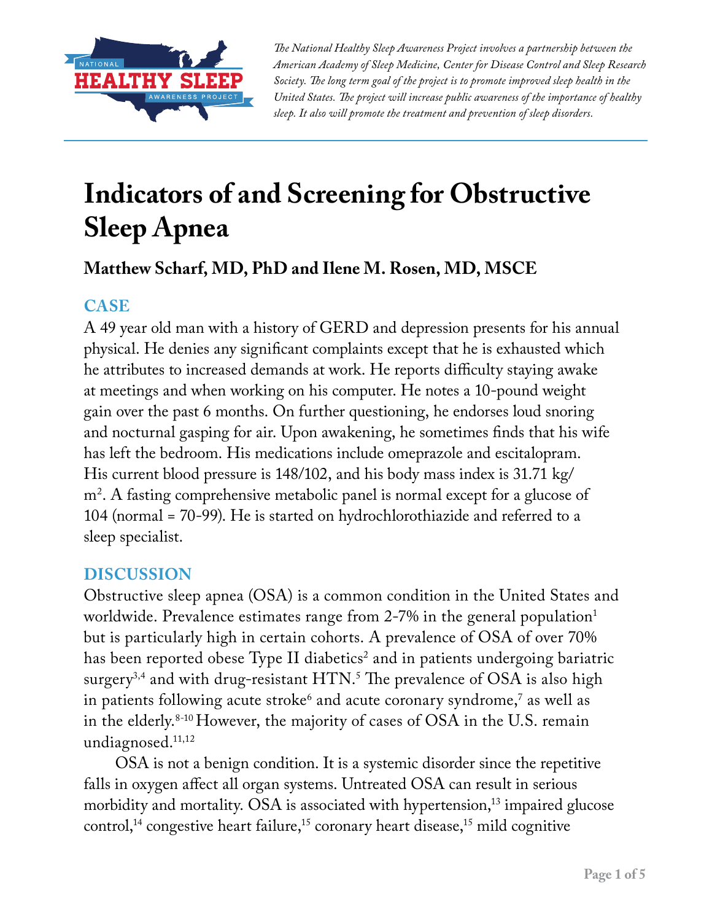*The National Healthy Sleep Awareness Project involves a partnership between the American Academy of Sleep Medicine, Center for Disease Control and Sleep Research Society. The long term goal of the project is to promote improved sleep health in the United States. The project will increase public awareness of the importance of healthy sleep. It also will promote the treatment and prevention of sleep disorders.*

# Indicators of and Screening for Obstructive Sleep Apnea

### Matthew Scharf, MD, PhD and Ilene M. Rosen, MD, MSCE

## CASE

A 49 year old man with a history of GERD and depression presents for his annual physical. He denies any significant complaints except that he is exhausted which he attributes to increased demands at work. He reports difficulty staying awake at meetings and when working on his computer. He notes a 10-pound weight gain over the past 6 months. On further questioning, he endorses loud snoring and nocturnal gasping for air. Upon awakening, he sometimes finds that his wife has left the bedroom. His medications include omeprazole and escitalopram. His current blood pressure is 148/102, and his body mass index is 31.71 kg/m$^2$. A fasting comprehensive metabolic panel is normal except for a glucose of 104 (normal = 70-99). He is started on hydrochlorothiazide and referred to a sleep specialist.

## DISCUSSION

Obstructive sleep apnea (OSA) is a common condition in the United States and worldwide. Prevalence estimates range from 2-7% in the general population[1] but is particularly high in certain cohorts. A prevalence of OSA of over 70% has been reported obese Type II diabetics[2] and in patients undergoing bariatric surgery[3,4] and with drug-resistant HTN.[5] The prevalence of OSA is also high in patients following acute stroke[6] and acute coronary syndrome,[7] as well as in the elderly.[8-10] However, the majority of cases of OSA in the U.S. remain undiagnosed.[11,12]

OSA is not a benign condition. It is a systemic disorder since the repetitive falls in oxygen affect all organ systems. Untreated OSA can result in serious morbidity and mortality. OSA is associated with hypertension,[13] impaired glucose control,[14] congestive heart failure,[15] coronary heart disease,[15] mild cognitive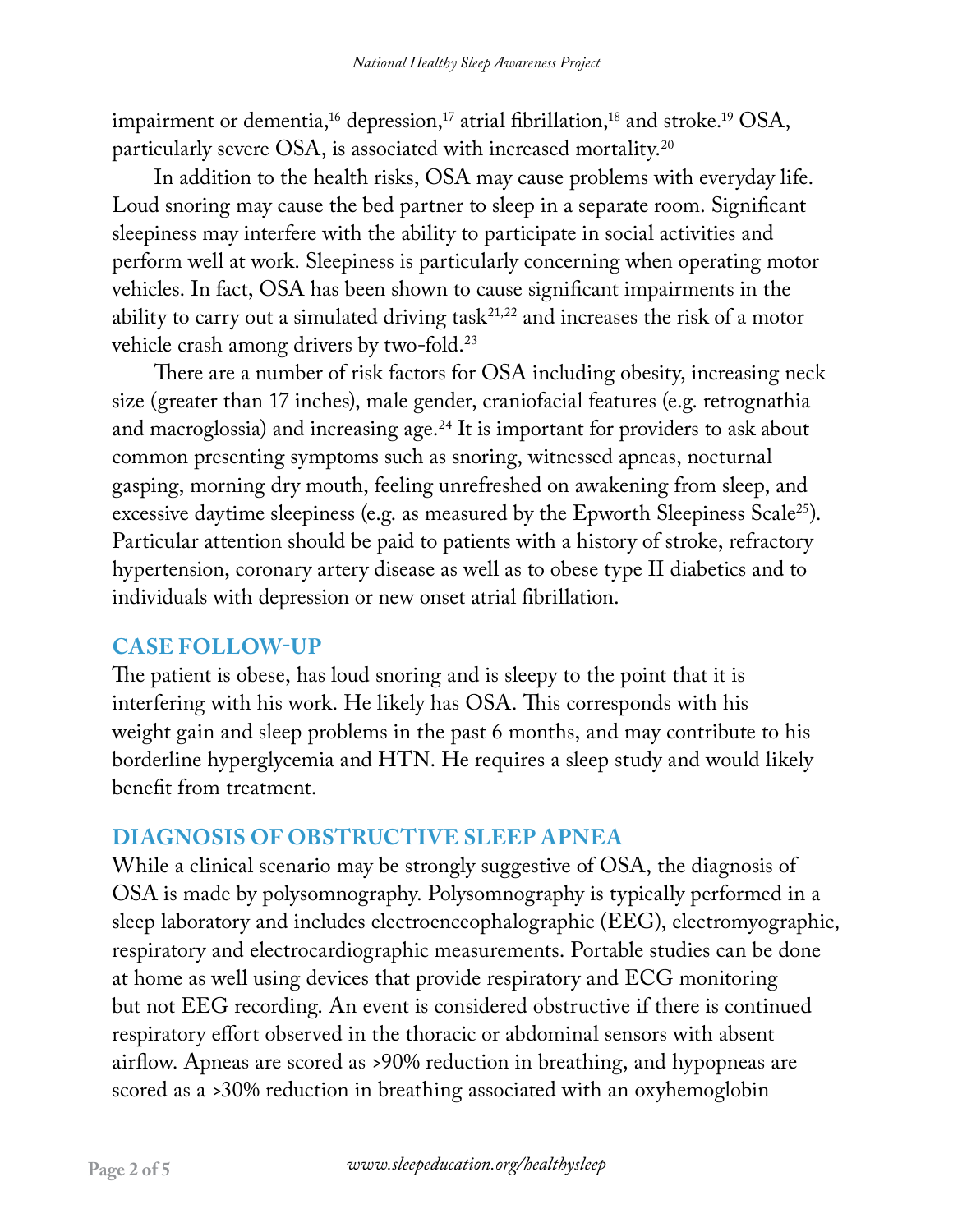impairment or dementia,[16] depression,[17] atrial fibrillation,[18] and stroke.[19] OSA, particularly severe OSA, is associated with increased mortality.[20]

In addition to the health risks, OSA may cause problems with everyday life. Loud snoring may cause the bed partner to sleep in a separate room. Significant sleepiness may interfere with the ability to participate in social activities and perform well at work. Sleepiness is particularly concerning when operating motor vehicles. In fact, OSA has been shown to cause significant impairments in the ability to carry out a simulated driving task[21,22] and increases the risk of a motor vehicle crash among drivers by two-fold.[23]

There are a number of risk factors for OSA including obesity, increasing neck size (greater than 17 inches), male gender, craniofacial features (e.g. retrognathia and macroglossia) and increasing age.[24] It is important for providers to ask about common presenting symptoms such as snoring, witnessed apneas, nocturnal gasping, morning dry mouth, feeling unrefreshed on awakening from sleep, and excessive daytime sleepiness (e.g. as measured by the Epworth Sleepiness Scale[25]). Particular attention should be paid to patients with a history of stroke, refractory hypertension, coronary artery disease as well as to obese type II diabetics and to individuals with depression or new onset atrial fibrillation.

## CASE FOLLOW-UP

The patient is obese, has loud snoring and is sleepy to the point that it is interfering with his work. He likely has OSA. This corresponds with his weight gain and sleep problems in the past 6 months, and may contribute to his borderline hyperglycemia and HTN. He requires a sleep study and would likely benefit from treatment.

## DIAGNOSIS OF OBSTRUCTIVE SLEEP APNEA

While a clinical scenario may be strongly suggestive of OSA, the diagnosis of OSA is made by polysomnography. Polysomnography is typically performed in a sleep laboratory and includes electroenceophalographic (EEG), electromyographic, respiratory and electrocardiographic measurements. Portable studies can be done at home as well using devices that provide respiratory and ECG monitoring but not EEG recording. An event is considered obstructive if there is continued respiratory effort observed in the thoracic or abdominal sensors with absent airflow. Apneas are scored as >90% reduction in breathing, and hypopneas are scored as a >30% reduction in breathing associated with an oxyhemoglobin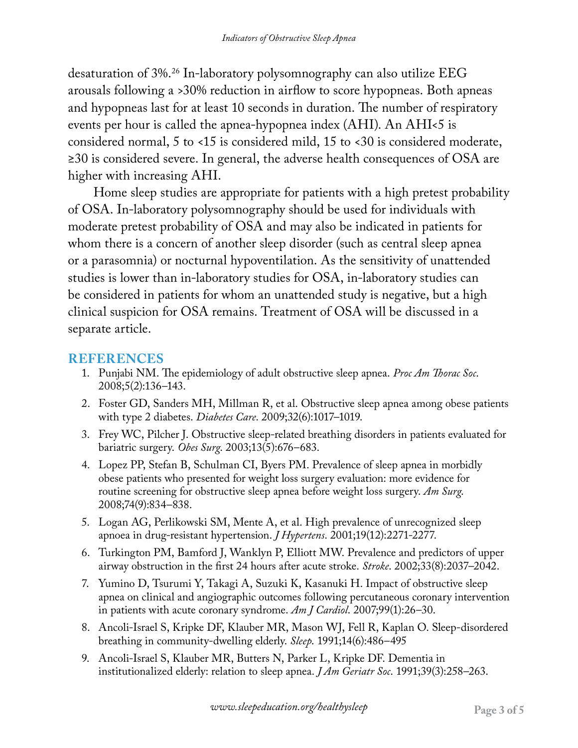desaturation of 3%.[26] In-laboratory polysomnography can also utilize EEG arousals following a >30% reduction in airflow to score hypopneas. Both apneas and hypopneas last for at least 10 seconds in duration. The number of respiratory events per hour is called the apnea-hypopnea index (AHI). An AHI<5 is considered normal, 5 to <15 is considered mild, 15 to <30 is considered moderate, ≥30 is considered severe. In general, the adverse health consequences of OSA are higher with increasing AHI.

Home sleep studies are appropriate for patients with a high pretest probability of OSA. In-laboratory polysomnography should be used for individuals with moderate pretest probability of OSA and may also be indicated in patients for whom there is a concern of another sleep disorder (such as central sleep apnea or a parasomnia) or nocturnal hypoventilation. As the sensitivity of unattended studies is lower than in-laboratory studies for OSA, in-laboratory studies can be considered in patients for whom an unattended study is negative, but a high clinical suspicion for OSA remains. Treatment of OSA will be discussed in a separate article.

## REFERENCES

1. Punjabi NM. The epidemiology of adult obstructive sleep apnea. *Proc Am Thorac Soc.* 2008;5(2):136–143.
2. Foster GD, Sanders MH, Millman R, et al. Obstructive sleep apnea among obese patients with type 2 diabetes. *Diabetes Care*. 2009;32(6):1017–1019.
3. Frey WC, Pilcher J. Obstructive sleep-related breathing disorders in patients evaluated for bariatric surgery. *Obes Surg.* 2003;13(5):676–683.
4. Lopez PP, Stefan B, Schulman CI, Byers PM. Prevalence of sleep apnea in morbidly obese patients who presented for weight loss surgery evaluation: more evidence for routine screening for obstructive sleep apnea before weight loss surgery. *Am Surg.* 2008;74(9):834–838.
5. Logan AG, Perlikowski SM, Mente A, et al. High prevalence of unrecognized sleep apnoea in drug-resistant hypertension. *J Hypertens*. 2001;19(12):2271-2277.
6. Turkington PM, Bamford J, Wanklyn P, Elliott MW. Prevalence and predictors of upper airway obstruction in the first 24 hours after acute stroke. *Stroke*. 2002;33(8):2037–2042.
7. Yumino D, Tsurumi Y, Takagi A, Suzuki K, Kasanuki H. Impact of obstructive sleep apnea on clinical and angiographic outcomes following percutaneous coronary intervention in patients with acute coronary syndrome. *Am J Cardiol.* 2007;99(1):26–30.
8. Ancoli-Israel S, Kripke DF, Klauber MR, Mason WJ, Fell R, Kaplan O. Sleep-disordered breathing in community-dwelling elderly. *Sleep.* 1991;14(6):486–495
9. Ancoli-Israel S, Klauber MR, Butters N, Parker L, Kripke DF. Dementia in institutionalized elderly: relation to sleep apnea. *J Am Geriatr Soc.* 1991;39(3):258–263.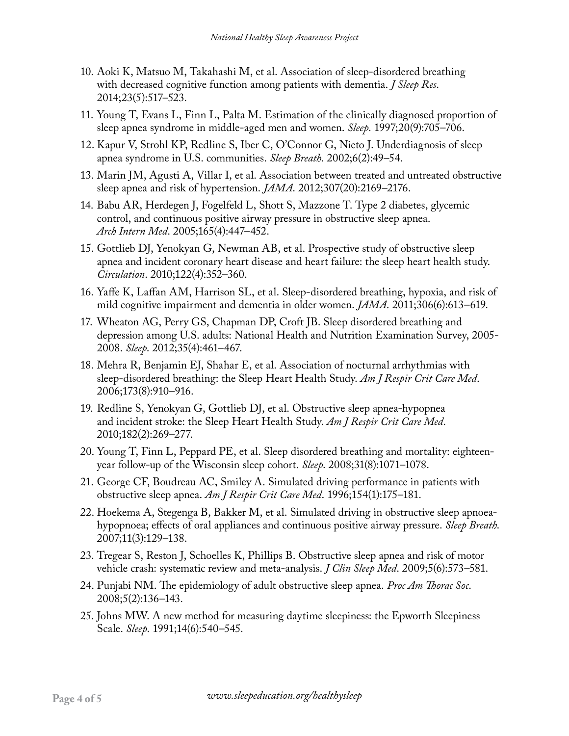10. Aoki K, Matsuo M, Takahashi M, et al. Association of sleep-disordered breathing with decreased cognitive function among patients with dementia. *J Sleep Res*. 2014;23(5):517–523.
11. Young T, Evans L, Finn L, Palta M. Estimation of the clinically diagnosed proportion of sleep apnea syndrome in middle-aged men and women. *Sleep*. 1997;20(9):705–706.
12. Kapur V, Strohl KP, Redline S, Iber C, O'Connor G, Nieto J. Underdiagnosis of sleep apnea syndrome in U.S. communities. *Sleep Breath*. 2002;6(2):49–54.
13. Marin JM, Agusti A, Villar I, et al. Association between treated and untreated obstructive sleep apnea and risk of hypertension. *JAMA*. 2012;307(20):2169–2176.
14. Babu AR, Herdegen J, Fogelfeld L, Shott S, Mazzone T. Type 2 diabetes, glycemic control, and continuous positive airway pressure in obstructive sleep apnea. *Arch Intern Med*. 2005;165(4):447–452.
15. Gottlieb DJ, Yenokyan G, Newman AB, et al. Prospective study of obstructive sleep apnea and incident coronary heart disease and heart failure: the sleep heart health study. *Circulation*. 2010;122(4):352–360.
16. Yaffe K, Laffan AM, Harrison SL, et al. Sleep-disordered breathing, hypoxia, and risk of mild cognitive impairment and dementia in older women. *JAMA*. 2011;306(6):613–619.
17. Wheaton AG, Perry GS, Chapman DP, Croft JB. Sleep disordered breathing and depression among U.S. adults: National Health and Nutrition Examination Survey, 2005-2008. *Sleep*. 2012;35(4):461–467.
18. Mehra R, Benjamin EJ, Shahar E, et al. Association of nocturnal arrhythmias with sleep-disordered breathing: the Sleep Heart Health Study. *Am J Respir Crit Care Med*. 2006;173(8):910–916.
19. Redline S, Yenokyan G, Gottlieb DJ, et al. Obstructive sleep apnea-hypopnea and incident stroke: the Sleep Heart Health Study. *Am J Respir Crit Care Med*. 2010;182(2):269–277.
20. Young T, Finn L, Peppard PE, et al. Sleep disordered breathing and mortality: eighteen-year follow-up of the Wisconsin sleep cohort. *Sleep*. 2008;31(8):1071–1078.
21. George CF, Boudreau AC, Smiley A. Simulated driving performance in patients with obstructive sleep apnea. *Am J Respir Crit Care Med*. 1996;154(1):175–181.
22. Hoekema A, Stegenga B, Bakker M, et al. Simulated driving in obstructive sleep apnoea-hypopnoea; effects of oral appliances and continuous positive airway pressure. *Sleep Breath*. 2007;11(3):129–138.
23. Tregear S, Reston J, Schoelles K, Phillips B. Obstructive sleep apnea and risk of motor vehicle crash: systematic review and meta-analysis. *J Clin Sleep Med*. 2009;5(6):573–581.
24. Punjabi NM. The epidemiology of adult obstructive sleep apnea. *Proc Am Thorac Soc*. 2008;5(2):136–143.
25. Johns MW. A new method for measuring daytime sleepiness: the Epworth Sleepiness Scale. *Sleep*. 1991;14(6):540–545.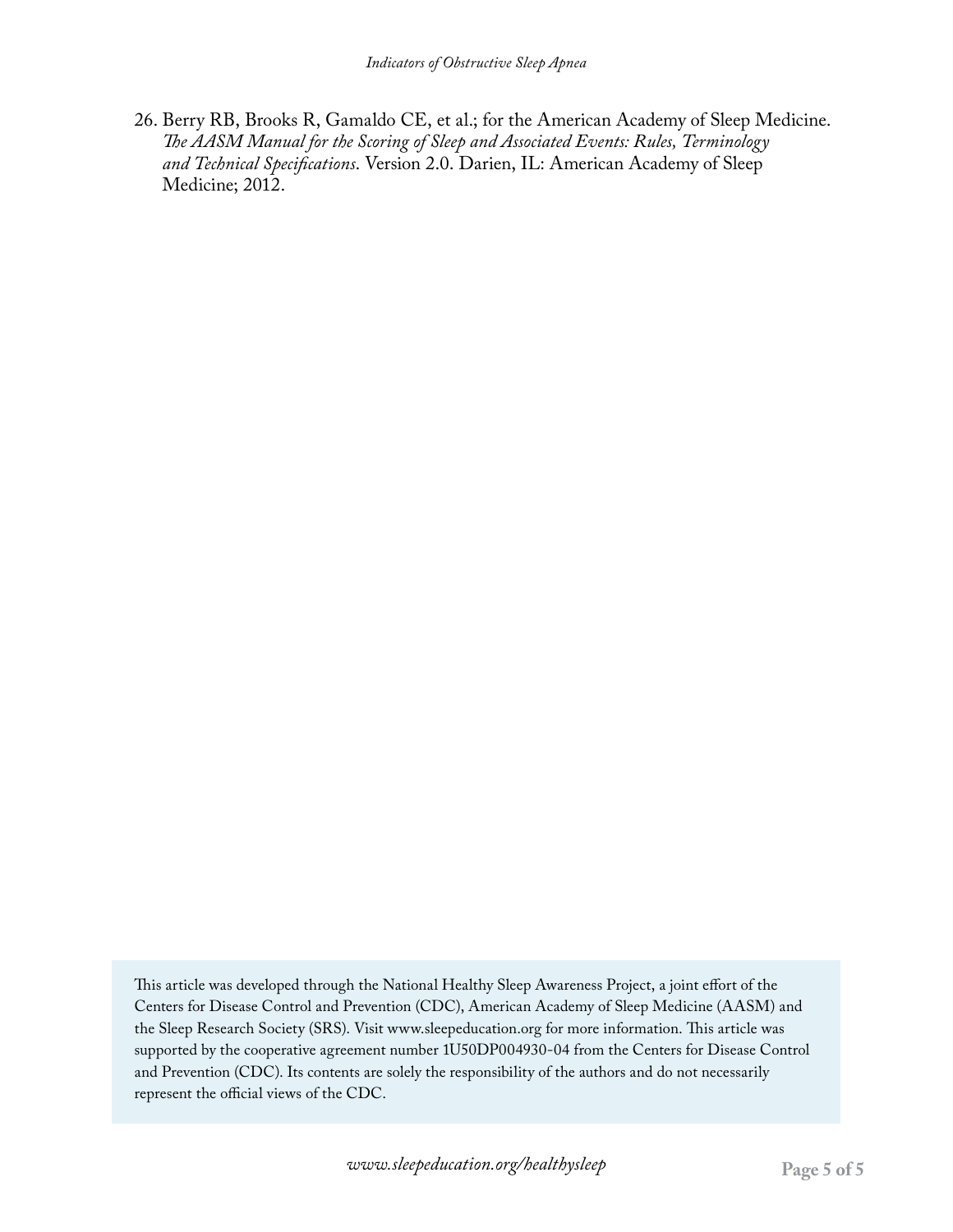26. Berry RB, Brooks R, Gamaldo CE, et al.; for the American Academy of Sleep Medicine. *The AASM Manual for the Scoring of Sleep and Associated Events: Rules, Terminology and Technical Specifications*. Version 2.0. Darien, IL: American Academy of Sleep Medicine; 2012.

This article was developed through the National Healthy Sleep Awareness Project, a joint effort of the Centers for Disease Control and Prevention (CDC), American Academy of Sleep Medicine (AASM) and the Sleep Research Society (SRS). Visit www.sleepeducation.org for more information. This article was supported by the cooperative agreement number 1U50DP004930-04 from the Centers for Disease Control and Prevention (CDC). Its contents are solely the responsibility of the authors and do not necessarily represent the official views of the CDC.